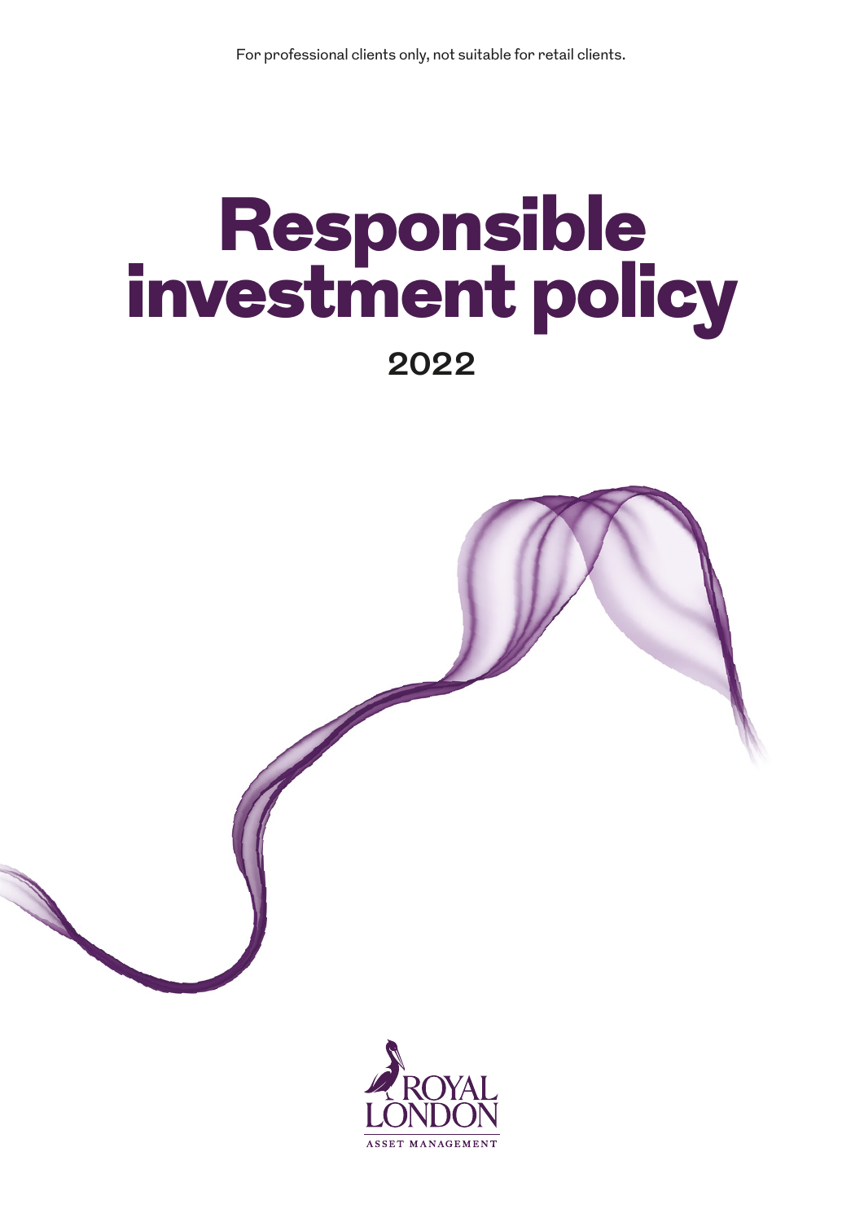For professional clients only, not suitable for retail clients.

# Responsible investment policy

2022

ROYAL LONDON

ASSET MANAGEMENT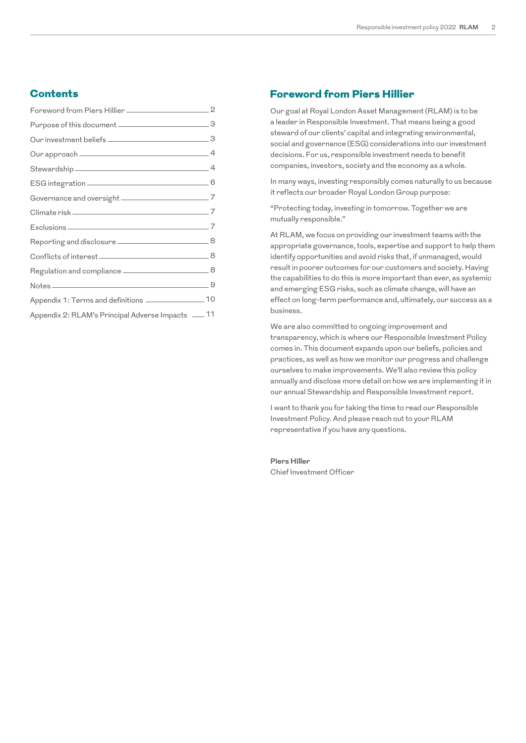## Contents

| | |
|---|---|
| Foreword from Piers Hillier | 2 |
| Purpose of this document | 3 |
| Our investment beliefs | 3 |
| Our approach | 4 |
| Stewardship | 4 |
| ESG integration | 6 |
| Governance and oversight | 7 |
| Climate risk | 7 |
| Exclusions | 7 |
| Reporting and disclosure | 8 |
| Conflicts of interest | 8 |
| Regulation and compliance | 8 |
| Notes | 9 |
| Appendix 1: Terms and definitions | 10 |
| Appendix 2: RLAM's Principal Adverse Impacts | 11 |

## Foreword from Piers Hillier

Our goal at Royal London Asset Management (RLAM) is to be a leader in Responsible Investment. That means being a good steward of our clients' capital and integrating environmental, social and governance (ESG) considerations into our investment decisions. For us, responsible investment needs to benefit companies, investors, society and the economy as a whole.

In many ways, investing responsibly comes naturally to us because it reflects our broader Royal London Group purpose:

"Protecting today, investing in tomorrow. Together we are mutually responsible."

At RLAM, we focus on providing our investment teams with the appropriate governance, tools, expertise and support to help them identify opportunities and avoid risks that, if unmanaged, would result in poorer outcomes for our customers and society. Having the capabilities to do this is more important than ever, as systemic and emerging ESG risks, such as climate change, will have an effect on long-term performance and, ultimately, our success as a business.

We are also committed to ongoing improvement and transparency, which is where our Responsible Investment Policy comes in. This document expands upon our beliefs, policies and practices, as well as how we monitor our progress and challenge ourselves to make improvements. We'll also review this policy annually and disclose more detail on how we are implementing it in our annual Stewardship and Responsible Investment report.

I want to thank you for taking the time to read our Responsible Investment Policy. And please reach out to your RLAM representative if you have any questions.

**Piers Hiller**
Chief Investment Officer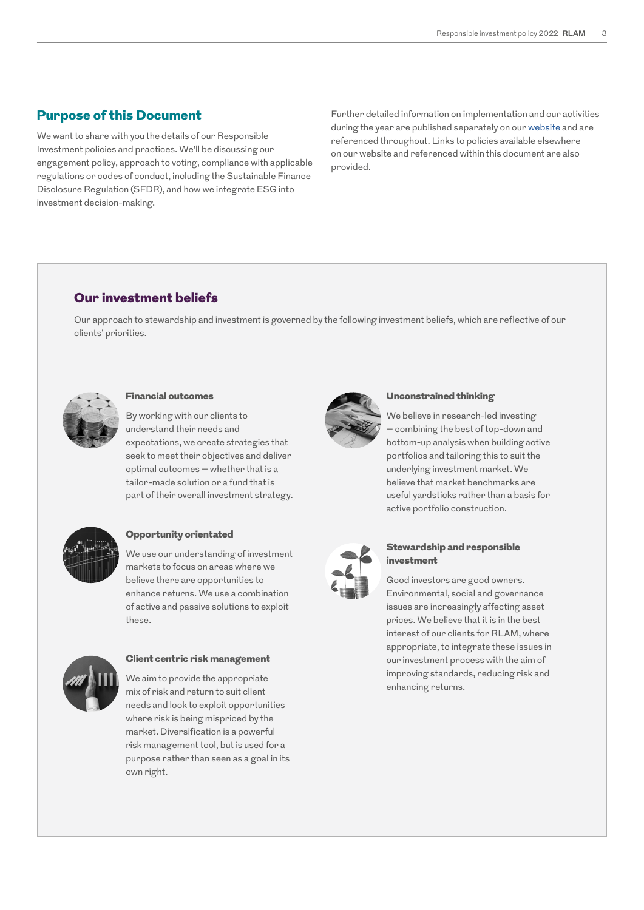## Purpose of this Document

We want to share with you the details of our Responsible Investment policies and practices. We'll be discussing our engagement policy, approach to voting, compliance with applicable regulations or codes of conduct, including the Sustainable Finance Disclosure Regulation (SFDR), and how we integrate ESG into investment decision-making.

Further detailed information on implementation and our activities during the year are published separately on our [website](#) and are referenced throughout. Links to policies available elsewhere on our website and referenced within this document are also provided.

## Our investment beliefs

Our approach to stewardship and investment is governed by the following investment beliefs, which are reflective of our clients' priorities.

### Financial outcomes

By working with our clients to understand their needs and expectations, we create strategies that seek to meet their objectives and deliver optimal outcomes – whether that is a tailor-made solution or a fund that is part of their overall investment strategy.

### Opportunity orientated

We use our understanding of investment markets to focus on areas where we believe there are opportunities to enhance returns. We use a combination of active and passive solutions to exploit these.

### Client centric risk management

We aim to provide the appropriate mix of risk and return to suit client needs and look to exploit opportunities where risk is being mispriced by the market. Diversification is a powerful risk management tool, but is used for a purpose rather than seen as a goal in its own right.

### Unconstrained thinking

We believe in research-led investing – combining the best of top-down and bottom-up analysis when building active portfolios and tailoring this to suit the underlying investment market. We believe that market benchmarks are useful yardsticks rather than a basis for active portfolio construction.

### Stewardship and responsible investment

Good investors are good owners. Environmental, social and governance issues are increasingly affecting asset prices. We believe that it is in the best interest of our clients for RLAM, where appropriate, to integrate these issues in our investment process with the aim of improving standards, reducing risk and enhancing returns.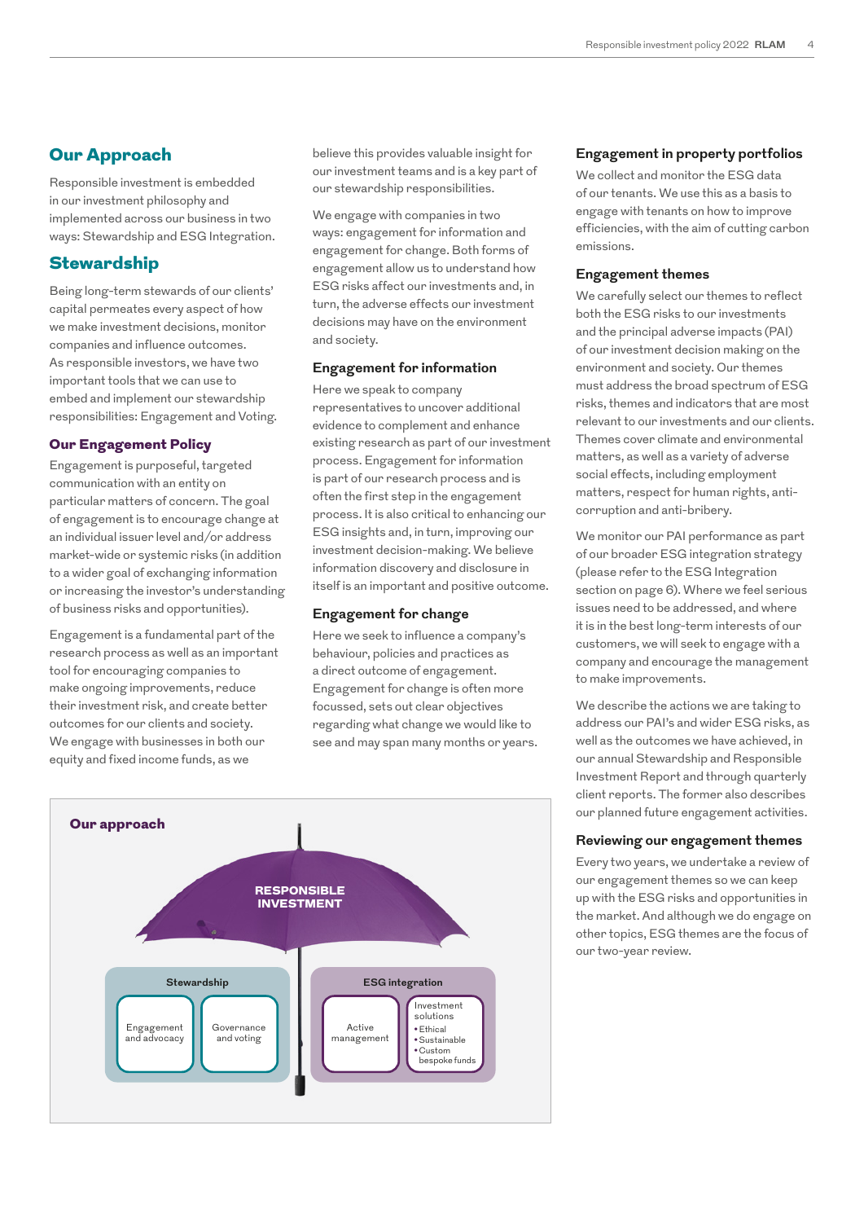## Our Approach

Responsible investment is embedded in our investment philosophy and implemented across our business in two ways: Stewardship and ESG Integration.

## Stewardship

Being long-term stewards of our clients' capital permeates every aspect of how we make investment decisions, monitor companies and influence outcomes. As responsible investors, we have two important tools that we can use to embed and implement our stewardship responsibilities: Engagement and Voting.

### Our Engagement Policy

Engagement is purposeful, targeted communication with an entity on particular matters of concern. The goal of engagement is to encourage change at an individual issuer level and/or address market-wide or systemic risks (in addition to a wider goal of exchanging information or increasing the investor's understanding of business risks and opportunities).

Engagement is a fundamental part of the research process as well as an important tool for encouraging companies to make ongoing improvements, reduce their investment risk, and create better outcomes for our clients and society. We engage with businesses in both our equity and fixed income funds, as we believe this provides valuable insight for our investment teams and is a key part of our stewardship responsibilities.

We engage with companies in two ways: engagement for information and engagement for change. Both forms of engagement allow us to understand how ESG risks affect our investments and, in turn, the adverse effects our investment decisions may have on the environment and society.

### Engagement for information

Here we speak to company representatives to uncover additional evidence to complement and enhance existing research as part of our investment process. Engagement for information is part of our research process and is often the first step in the engagement process. It is also critical to enhancing our ESG insights and, in turn, improving our investment decision-making. We believe information discovery and disclosure in itself is an important and positive outcome.

### Engagement for change

Here we seek to influence a company's behaviour, policies and practices as a direct outcome of engagement. Engagement for change is often more focussed, sets out clear objectives regarding what change we would like to see and may span many months or years.

**Our approach**

RESPONSIBLE INVESTMENT

- Stewardship
  - Engagement and advocacy
  - Governance and voting
- ESG integration
  - Active management
  - Investment solutions
    - Ethical
    - Sustainable
    - Custom bespoke funds

### Engagement in property portfolios

We collect and monitor the ESG data of our tenants. We use this as a basis to engage with tenants on how to improve efficiencies, with the aim of cutting carbon emissions.

### Engagement themes

We carefully select our themes to reflect both the ESG risks to our investments and the principal adverse impacts (PAI) of our investment decision making on the environment and society. Our themes must address the broad spectrum of ESG risks, themes and indicators that are most relevant to our investments and our clients. Themes cover climate and environmental matters, as well as a variety of adverse social effects, including employment matters, respect for human rights, anti-corruption and anti-bribery.

We monitor our PAI performance as part of our broader ESG integration strategy (please refer to the ESG Integration section on page 6). Where we feel serious issues need to be addressed, and where it is in the best long-term interests of our customers, we will seek to engage with a company and encourage the management to make improvements.

We describe the actions we are taking to address our PAI's and wider ESG risks, as well as the outcomes we have achieved, in our annual Stewardship and Responsible Investment Report and through quarterly client reports. The former also describes our planned future engagement activities.

### Reviewing our engagement themes

Every two years, we undertake a review of our engagement themes so we can keep up with the ESG risks and opportunities in the market. And although we do engage on other topics, ESG themes are the focus of our two-year review.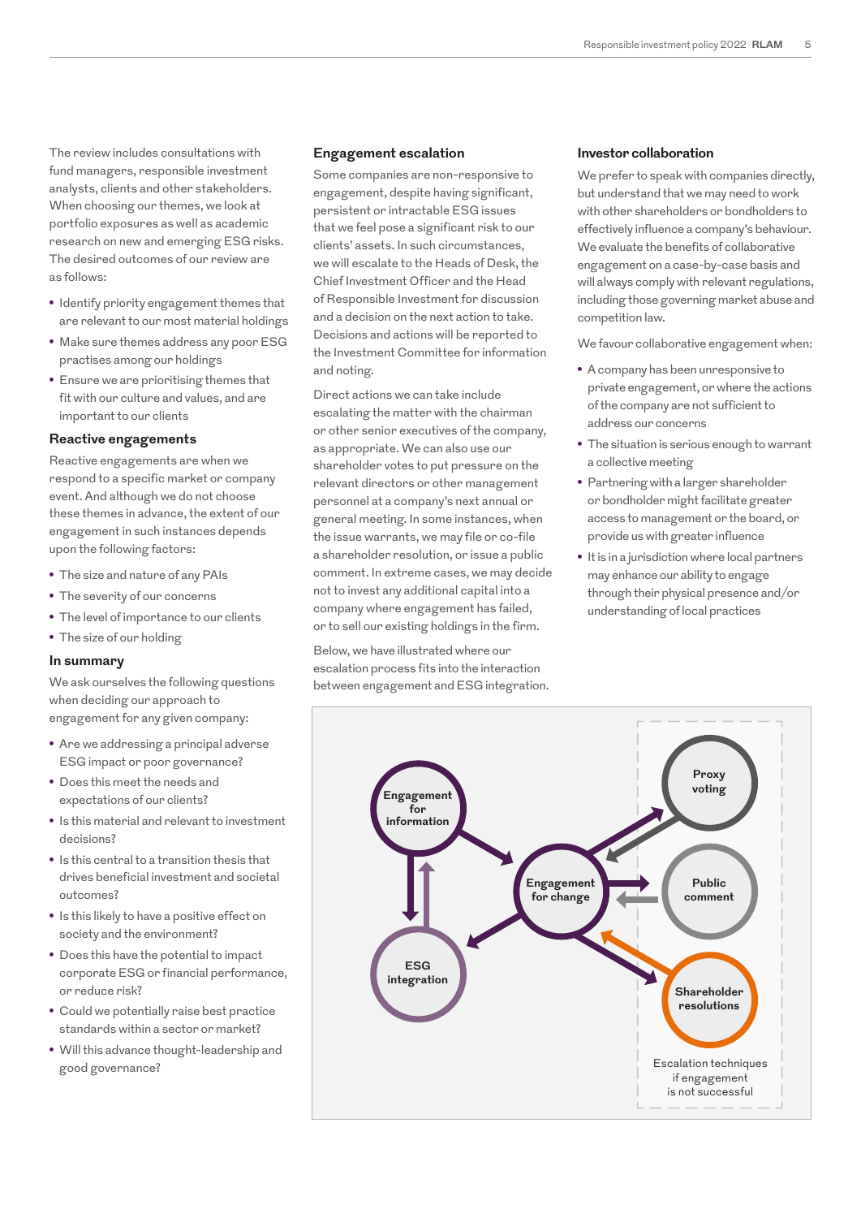The review includes consultations with fund managers, responsible investment analysts, clients and other stakeholders. When choosing our themes, we look at portfolio exposures as well as academic research on new and emerging ESG risks. The desired outcomes of our review are as follows:

- Identify priority engagement themes that are relevant to our most material holdings
- Make sure themes address any poor ESG practises among our holdings
- Ensure we are prioritising themes that fit with our culture and values, and are important to our clients

### Reactive engagements

Reactive engagements are when we respond to a specific market or company event. And although we do not choose these themes in advance, the extent of our engagement in such instances depends upon the following factors:

- The size and nature of any PAIs
- The severity of our concerns
- The level of importance to our clients
- The size of our holding

### In summary

We ask ourselves the following questions when deciding our approach to engagement for any given company:

- Are we addressing a principal adverse ESG impact or poor governance?
- Does this meet the needs and expectations of our clients?
- Is this material and relevant to investment decisions?
- Is this central to a transition thesis that drives beneficial investment and societal outcomes?
- Is this likely to have a positive effect on society and the environment?
- Does this have the potential to impact corporate ESG or financial performance, or reduce risk?
- Could we potentially raise best practice standards within a sector or market?
- Will this advance thought-leadership and good governance?

### Engagement escalation

Some companies are non-responsive to engagement, despite having significant, persistent or intractable ESG issues that we feel pose a significant risk to our clients' assets. In such circumstances, we will escalate to the Heads of Desk, the Chief Investment Officer and the Head of Responsible Investment for discussion and a decision on the next action to take. Decisions and actions will be reported to the Investment Committee for information and noting.

Direct actions we can take include escalating the matter with the chairman or other senior executives of the company, as appropriate. We can also use our shareholder votes to put pressure on the relevant directors or other management personnel at a company's next annual or general meeting. In some instances, when the issue warrants, we may file or co-file a shareholder resolution, or issue a public comment. In extreme cases, we may decide not to invest any additional capital into a company where engagement has failed, or to sell our existing holdings in the firm.

Below, we have illustrated where our escalation process fits into the interaction between engagement and ESG integration.

Engagement for information — ESG integration — Engagement for change — Proxy voting — Public comment — Shareholder resolutions

Escalation techniques if engagement is not successful

### Investor collaboration

We prefer to speak with companies directly, but understand that we may need to work with other shareholders or bondholders to effectively influence a company's behaviour. We evaluate the benefits of collaborative engagement on a case-by-case basis and will always comply with relevant regulations, including those governing market abuse and competition law.

We favour collaborative engagement when:

- A company has been unresponsive to private engagement, or where the actions of the company are not sufficient to address our concerns
- The situation is serious enough to warrant a collective meeting
- Partnering with a larger shareholder or bondholder might facilitate greater access to management or the board, or provide us with greater influence
- It is in a jurisdiction where local partners may enhance our ability to engage through their physical presence and/or understanding of local practices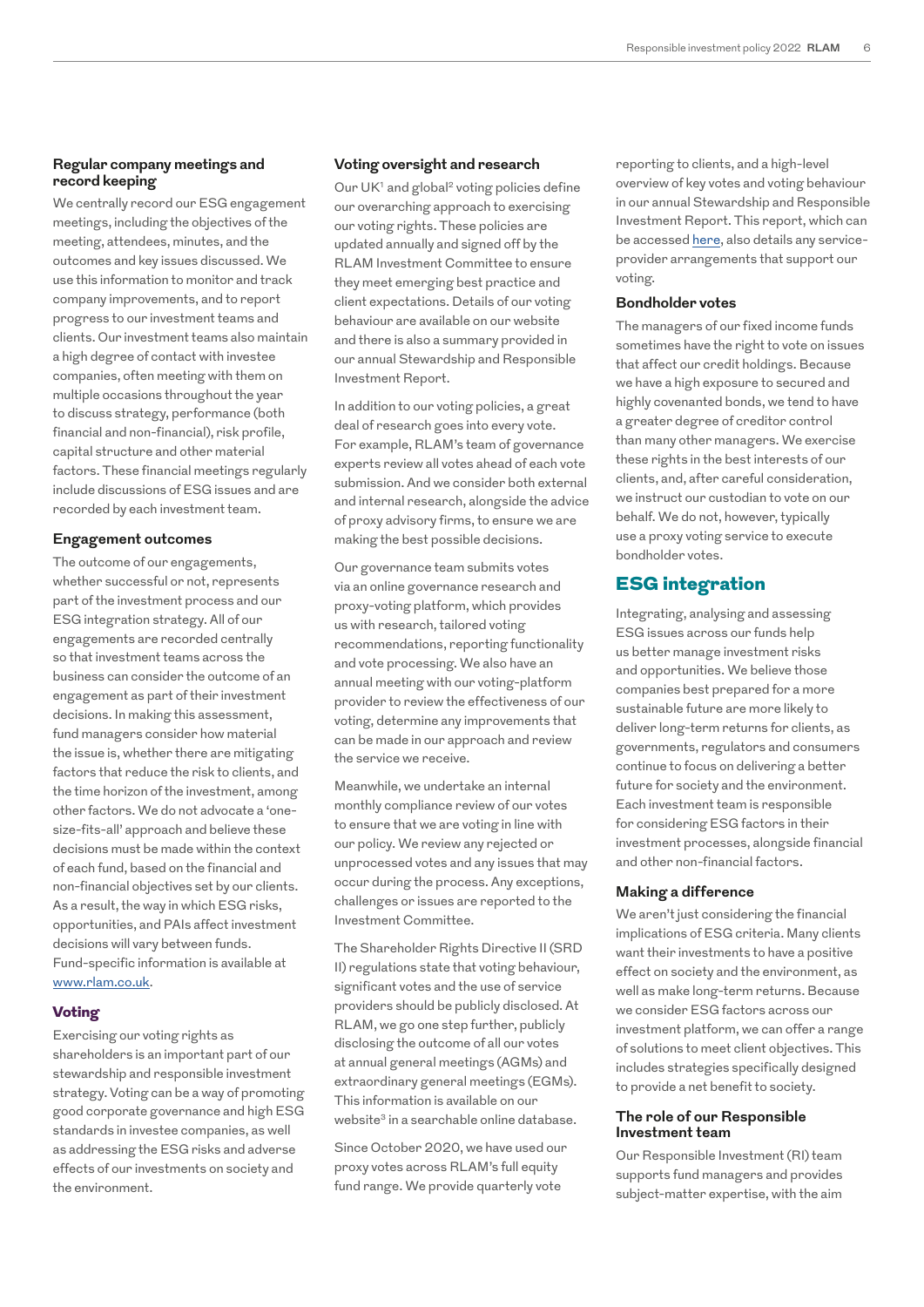### Regular company meetings and record keeping

We centrally record our ESG engagement meetings, including the objectives of the meeting, attendees, minutes, and the outcomes and key issues discussed. We use this information to monitor and track company improvements, and to report progress to our investment teams and clients. Our investment teams also maintain a high degree of contact with investee companies, often meeting with them on multiple occasions throughout the year to discuss strategy, performance (both financial and non-financial), risk profile, capital structure and other material factors. These financial meetings regularly include discussions of ESG issues and are recorded by each investment team.

### Engagement outcomes

The outcome of our engagements, whether successful or not, represents part of the investment process and our ESG integration strategy. All of our engagements are recorded centrally so that investment teams across the business can consider the outcome of an engagement as part of their investment decisions. In making this assessment, fund managers consider how material the issue is, whether there are mitigating factors that reduce the risk to clients, and the time horizon of the investment, among other factors. We do not advocate a 'one-size-fits-all' approach and believe these decisions must be made within the context of each fund, based on the financial and non-financial objectives set by our clients. As a result, the way in which ESG risks, opportunities, and PAIs affect investment decisions will vary between funds. Fund-specific information is available at [www.rlam.co.uk](www.rlam.co.uk).

## Voting

Exercising our voting rights as shareholders is an important part of our stewardship and responsible investment strategy. Voting can be a way of promoting good corporate governance and high ESG standards in investee companies, as well as addressing the ESG risks and adverse effects of our investments on society and the environment.

### Voting oversight and research

Our UK[1] and global[2] voting policies define our overarching approach to exercising our voting rights. These policies are updated annually and signed off by the RLAM Investment Committee to ensure they meet emerging best practice and client expectations. Details of our voting behaviour are available on our website and there is also a summary provided in our annual Stewardship and Responsible Investment Report.

In addition to our voting policies, a great deal of research goes into every vote. For example, RLAM's team of governance experts review all votes ahead of each vote submission. And we consider both external and internal research, alongside the advice of proxy advisory firms, to ensure we are making the best possible decisions.

Our governance team submits votes via an online governance research and proxy-voting platform, which provides us with research, tailored voting recommendations, reporting functionality and vote processing. We also have an annual meeting with our voting-platform provider to review the effectiveness of our voting, determine any improvements that can be made in our approach and review the service we receive.

Meanwhile, we undertake an internal monthly compliance review of our votes to ensure that we are voting in line with our policy. We review any rejected or unprocessed votes and any issues that may occur during the process. Any exceptions, challenges or issues are reported to the Investment Committee.

The Shareholder Rights Directive II (SRD II) regulations state that voting behaviour, significant votes and the use of service providers should be publicly disclosed. At RLAM, we go one step further, publicly disclosing the outcome of all our votes at annual general meetings (AGMs) and extraordinary general meetings (EGMs). This information is available on our website[3] in a searchable online database.

Since October 2020, we have used our proxy votes across RLAM's full equity fund range. We provide quarterly vote reporting to clients, and a high-level overview of key votes and voting behaviour in our annual Stewardship and Responsible Investment Report. This report, which can be accessed [here](here), also details any service-provider arrangements that support our voting.

### Bondholder votes

The managers of our fixed income funds sometimes have the right to vote on issues that affect our credit holdings. Because we have a high exposure to secured and highly covenanted bonds, we tend to have a greater degree of creditor control than many other managers. We exercise these rights in the best interests of our clients, and, after careful consideration, we instruct our custodian to vote on our behalf. We do not, however, typically use a proxy voting service to execute bondholder votes.

## ESG integration

Integrating, analysing and assessing ESG issues across our funds help us better manage investment risks and opportunities. We believe those companies best prepared for a more sustainable future are more likely to deliver long-term returns for clients, as governments, regulators and consumers continue to focus on delivering a better future for society and the environment. Each investment team is responsible for considering ESG factors in their investment processes, alongside financial and other non-financial factors.

### Making a difference

We aren't just considering the financial implications of ESG criteria. Many clients want their investments to have a positive effect on society and the environment, as well as make long-term returns. Because we consider ESG factors across our investment platform, we can offer a range of solutions to meet client objectives. This includes strategies specifically designed to provide a net benefit to society.

### The role of our Responsible Investment team

Our Responsible Investment (RI) team supports fund managers and provides subject-matter expertise, with the aim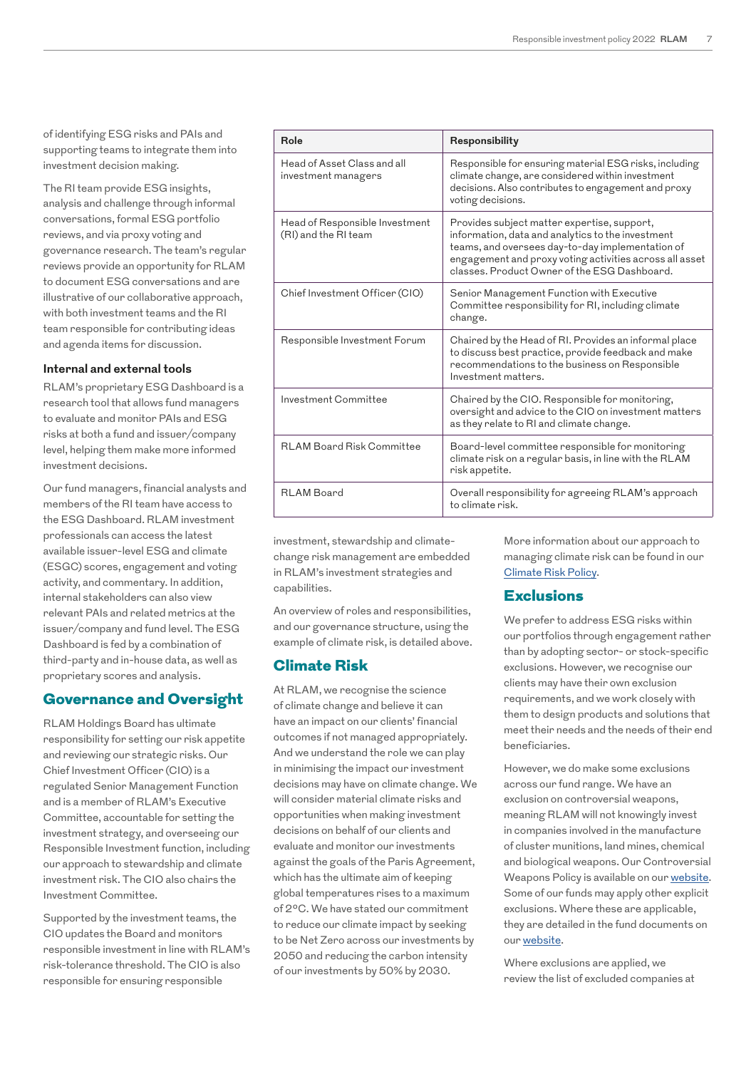of identifying ESG risks and PAIs and supporting teams to integrate them into investment decision making.

The RI team provide ESG insights, analysis and challenge through informal conversations, formal ESG portfolio reviews, and via proxy voting and governance research. The team's regular reviews provide an opportunity for RLAM to document ESG conversations and are illustrative of our collaborative approach, with both investment teams and the RI team responsible for contributing ideas and agenda items for discussion.

### Internal and external tools

RLAM's proprietary ESG Dashboard is a research tool that allows fund managers to evaluate and monitor PAIs and ESG risks at both a fund and issuer/company level, helping them make more informed investment decisions.

Our fund managers, financial analysts and members of the RI team have access to the ESG Dashboard. RLAM investment professionals can access the latest available issuer-level ESG and climate (ESGC) scores, engagement and voting activity, and commentary. In addition, internal stakeholders can also view relevant PAIs and related metrics at the issuer/company and fund level. The ESG Dashboard is fed by a combination of third-party and in-house data, as well as proprietary scores and analysis.

## Governance and Oversight

RLAM Holdings Board has ultimate responsibility for setting our risk appetite and reviewing our strategic risks. Our Chief Investment Officer (CIO) is a regulated Senior Management Function and is a member of RLAM's Executive Committee, accountable for setting the investment strategy, and overseeing our Responsible Investment function, including our approach to stewardship and climate investment risk. The CIO also chairs the Investment Committee.

Supported by the investment teams, the CIO updates the Board and monitors responsible investment in line with RLAM's risk-tolerance threshold. The CIO is also responsible for ensuring responsible investment, stewardship and climate-change risk management are embedded in RLAM's investment strategies and capabilities.

An overview of roles and responsibilities, and our governance structure, using the example of climate risk, is detailed above.

| Role | Responsibility |
|---|---|
| Head of Asset Class and all investment managers | Responsible for ensuring material ESG risks, including climate change, are considered within investment decisions. Also contributes to engagement and proxy voting decisions. |
| Head of Responsible Investment (RI) and the RI team | Provides subject matter expertise, support, information, data and analytics to the investment teams, and oversees day-to-day implementation of engagement and proxy voting activities across all asset classes. Product Owner of the ESG Dashboard. |
| Chief Investment Officer (CIO) | Senior Management Function with Executive Committee responsibility for RI, including climate change. |
| Responsible Investment Forum | Chaired by the Head of RI. Provides an informal place to discuss best practice, provide feedback and make recommendations to the business on Responsible Investment matters. |
| Investment Committee | Chaired by the CIO. Responsible for monitoring, oversight and advice to the CIO on investment matters as they relate to RI and climate change. |
| RLAM Board Risk Committee | Board-level committee responsible for monitoring climate risk on a regular basis, in line with the RLAM risk appetite. |
| RLAM Board | Overall responsibility for agreeing RLAM's approach to climate risk. |

## Climate Risk

At RLAM, we recognise the science of climate change and believe it can have an impact on our clients' financial outcomes if not managed appropriately. And we understand the role we can play in minimising the impact our investment decisions may have on climate change. We will consider material climate risks and opportunities when making investment decisions on behalf of our clients and evaluate and monitor our investments against the goals of the Paris Agreement, which has the ultimate aim of keeping global temperatures rises to a maximum of 2ºC. We have stated our commitment to reduce our climate impact by seeking to be Net Zero across our investments by 2050 and reducing the carbon intensity of our investments by 50% by 2030.

More information about our approach to managing climate risk can be found in our Climate Risk Policy.

## Exclusions

We prefer to address ESG risks within our portfolios through engagement rather than by adopting sector- or stock-specific exclusions. However, we recognise our clients may have their own exclusion requirements, and we work closely with them to design products and solutions that meet their needs and the needs of their end beneficiaries.

However, we do make some exclusions across our fund range. We have an exclusion on controversial weapons, meaning RLAM will not knowingly invest in companies involved in the manufacture of cluster munitions, land mines, chemical and biological weapons. Our Controversial Weapons Policy is available on our website. Some of our funds may apply other explicit exclusions. Where these are applicable, they are detailed in the fund documents on our website.

Where exclusions are applied, we review the list of excluded companies at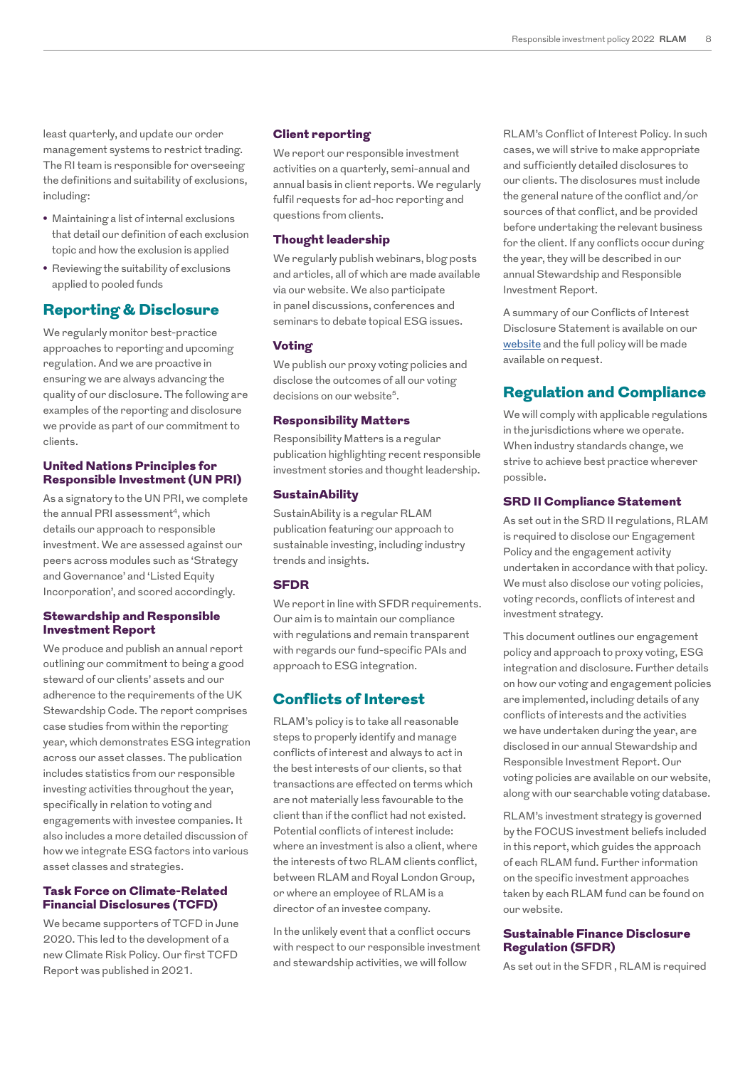least quarterly, and update our order management systems to restrict trading. The RI team is responsible for overseeing the definitions and suitability of exclusions, including:

- Maintaining a list of internal exclusions that detail our definition of each exclusion topic and how the exclusion is applied
- Reviewing the suitability of exclusions applied to pooled funds

## Reporting & Disclosure

We regularly monitor best-practice approaches to reporting and upcoming regulation. And we are proactive in ensuring we are always advancing the quality of our disclosure. The following are examples of the reporting and disclosure we provide as part of our commitment to clients.

### United Nations Principles for Responsible Investment (UN PRI)

As a signatory to the UN PRI, we complete the annual PRI assessment[4], which details our approach to responsible investment. We are assessed against our peers across modules such as 'Strategy and Governance' and 'Listed Equity Incorporation', and scored accordingly.

### Stewardship and Responsible Investment Report

We produce and publish an annual report outlining our commitment to being a good steward of our clients' assets and our adherence to the requirements of the UK Stewardship Code. The report comprises case studies from within the reporting year, which demonstrates ESG integration across our asset classes. The publication includes statistics from our responsible investing activities throughout the year, specifically in relation to voting and engagements with investee companies. It also includes a more detailed discussion of how we integrate ESG factors into various asset classes and strategies.

### Task Force on Climate-Related Financial Disclosures (TCFD)

We became supporters of TCFD in June 2020. This led to the development of a new Climate Risk Policy. Our first TCFD Report was published in 2021.

### Client reporting

We report our responsible investment activities on a quarterly, semi-annual and annual basis in client reports. We regularly fulfil requests for ad-hoc reporting and questions from clients.

### Thought leadership

We regularly publish webinars, blog posts and articles, all of which are made available via our website. We also participate in panel discussions, conferences and seminars to debate topical ESG issues.

### Voting

We publish our proxy voting policies and disclose the outcomes of all our voting decisions on our website[5].

### Responsibility Matters

Responsibility Matters is a regular publication highlighting recent responsible investment stories and thought leadership.

### SustainAbility

SustainAbility is a regular RLAM publication featuring our approach to sustainable investing, including industry trends and insights.

### SFDR

We report in line with SFDR requirements. Our aim is to maintain our compliance with regulations and remain transparent with regards our fund-specific PAIs and approach to ESG integration.

## Conflicts of Interest

RLAM's policy is to take all reasonable steps to properly identify and manage conflicts of interest and always to act in the best interests of our clients, so that transactions are effected on terms which are not materially less favourable to the client than if the conflict had not existed. Potential conflicts of interest include: where an investment is also a client, where the interests of two RLAM clients conflict, between RLAM and Royal London Group, or where an employee of RLAM is a director of an investee company.

In the unlikely event that a conflict occurs with respect to our responsible investment and stewardship activities, we will follow RLAM's Conflict of Interest Policy. In such cases, we will strive to make appropriate and sufficiently detailed disclosures to our clients. The disclosures must include the general nature of the conflict and/or sources of that conflict, and be provided before undertaking the relevant business for the client. If any conflicts occur during the year, they will be described in our annual Stewardship and Responsible Investment Report.

A summary of our Conflicts of Interest Disclosure Statement is available on our website and the full policy will be made available on request.

## Regulation and Compliance

We will comply with applicable regulations in the jurisdictions where we operate. When industry standards change, we strive to achieve best practice wherever possible.

### SRD II Compliance Statement

As set out in the SRD II regulations, RLAM is required to disclose our Engagement Policy and the engagement activity undertaken in accordance with that policy. We must also disclose our voting policies, voting records, conflicts of interest and investment strategy.

This document outlines our engagement policy and approach to proxy voting, ESG integration and disclosure. Further details on how our voting and engagement policies are implemented, including details of any conflicts of interests and the activities we have undertaken during the year, are disclosed in our annual Stewardship and Responsible Investment Report. Our voting policies are available on our website, along with our searchable voting database.

RLAM's investment strategy is governed by the FOCUS investment beliefs included in this report, which guides the approach of each RLAM fund. Further information on the specific investment approaches taken by each RLAM fund can be found on our website.

### Sustainable Finance Disclosure Regulation (SFDR)

As set out in the SFDR , RLAM is required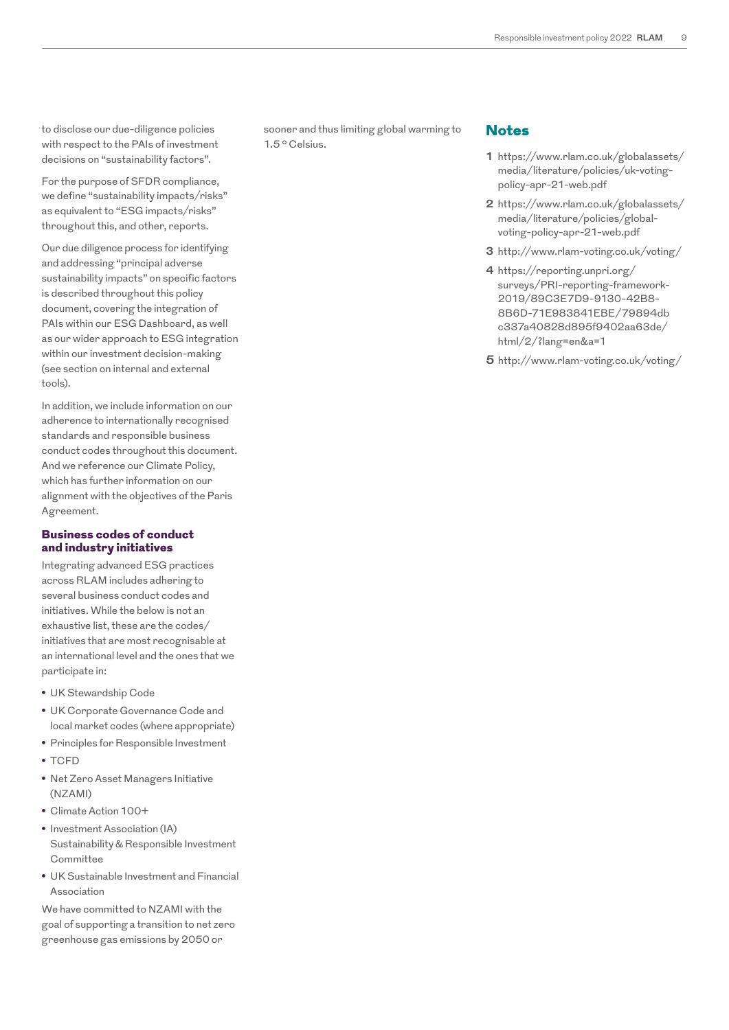to disclose our due-diligence policies with respect to the PAIs of investment decisions on "sustainability factors".

For the purpose of SFDR compliance, we define "sustainability impacts/risks" as equivalent to "ESG impacts/risks" throughout this, and other, reports.

Our due diligence process for identifying and addressing "principal adverse sustainability impacts" on specific factors is described throughout this policy document, covering the integration of PAIs within our ESG Dashboard, as well as our wider approach to ESG integration within our investment decision-making (see section on internal and external tools).

In addition, we include information on our adherence to internationally recognised standards and responsible business conduct codes throughout this document. And we reference our Climate Policy, which has further information on our alignment with the objectives of the Paris Agreement.

### Business codes of conduct and industry initiatives

Integrating advanced ESG practices across RLAM includes adhering to several business conduct codes and initiatives. While the below is not an exhaustive list, these are the codes/initiatives that are most recognisable at an international level and the ones that we participate in:

- UK Stewardship Code
- UK Corporate Governance Code and local market codes (where appropriate)
- Principles for Responsible Investment
- TCFD
- Net Zero Asset Managers Initiative (NZAMI)
- Climate Action 100+
- Investment Association (IA) Sustainability & Responsible Investment Committee
- UK Sustainable Investment and Financial Association

We have committed to NZAMI with the goal of supporting a transition to net zero greenhouse gas emissions by 2050 or sooner and thus limiting global warming to 1.5 º Celsius.

## Notes

1. https://www.rlam.co.uk/globalassets/media/literature/policies/uk-voting-policy-apr-21-web.pdf
2. https://www.rlam.co.uk/globalassets/media/literature/policies/global-voting-policy-apr-21-web.pdf
3. http://www.rlam-voting.co.uk/voting/
4. https://reporting.unpri.org/surveys/PRI-reporting-framework-2019/89C3E7D9-9130-42B8-8B6D-71E983841EBE/79894dbc337a40828d895f9402aa63de/html/2/?lang=en&a=1
5. http://www.rlam-voting.co.uk/voting/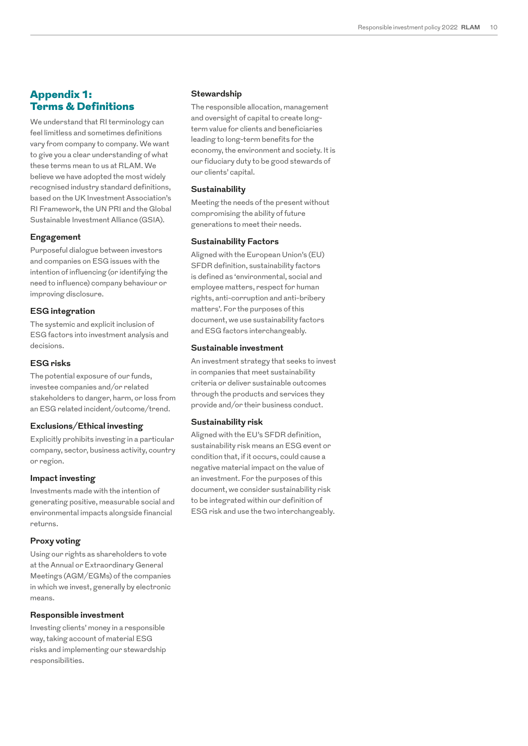## Appendix 1: Terms & Definitions

We understand that RI terminology can feel limitless and sometimes definitions vary from company to company. We want to give you a clear understanding of what these terms mean to us at RLAM. We believe we have adopted the most widely recognised industry standard definitions, based on the UK Investment Association's RI Framework, the UN PRI and the Global Sustainable Investment Alliance (GSIA).

### Engagement

Purposeful dialogue between investors and companies on ESG issues with the intention of influencing (or identifying the need to influence) company behaviour or improving disclosure.

### ESG integration

The systemic and explicit inclusion of ESG factors into investment analysis and decisions.

### ESG risks

The potential exposure of our funds, investee companies and/or related stakeholders to danger, harm, or loss from an ESG related incident/outcome/trend.

### Exclusions/Ethical investing

Explicitly prohibits investing in a particular company, sector, business activity, country or region.

### Impact investing

Investments made with the intention of generating positive, measurable social and environmental impacts alongside financial returns.

### Proxy voting

Using our rights as shareholders to vote at the Annual or Extraordinary General Meetings (AGM/EGMs) of the companies in which we invest, generally by electronic means.

### Responsible investment

Investing clients' money in a responsible way, taking account of material ESG risks and implementing our stewardship responsibilities.

### Stewardship

The responsible allocation, management and oversight of capital to create long-term value for clients and beneficiaries leading to long-term benefits for the economy, the environment and society. It is our fiduciary duty to be good stewards of our clients' capital.

### Sustainability

Meeting the needs of the present without compromising the ability of future generations to meet their needs.

### Sustainability Factors

Aligned with the European Union's (EU) SFDR definition, sustainability factors is defined as 'environmental, social and employee matters, respect for human rights, anti-corruption and anti-bribery matters'. For the purposes of this document, we use sustainability factors and ESG factors interchangeably.

### Sustainable investment

An investment strategy that seeks to invest in companies that meet sustainability criteria or deliver sustainable outcomes through the products and services they provide and/or their business conduct.

### Sustainability risk

Aligned with the EU's SFDR definition, sustainability risk means an ESG event or condition that, if it occurs, could cause a negative material impact on the value of an investment. For the purposes of this document, we consider sustainability risk to be integrated within our definition of ESG risk and use the two interchangeably.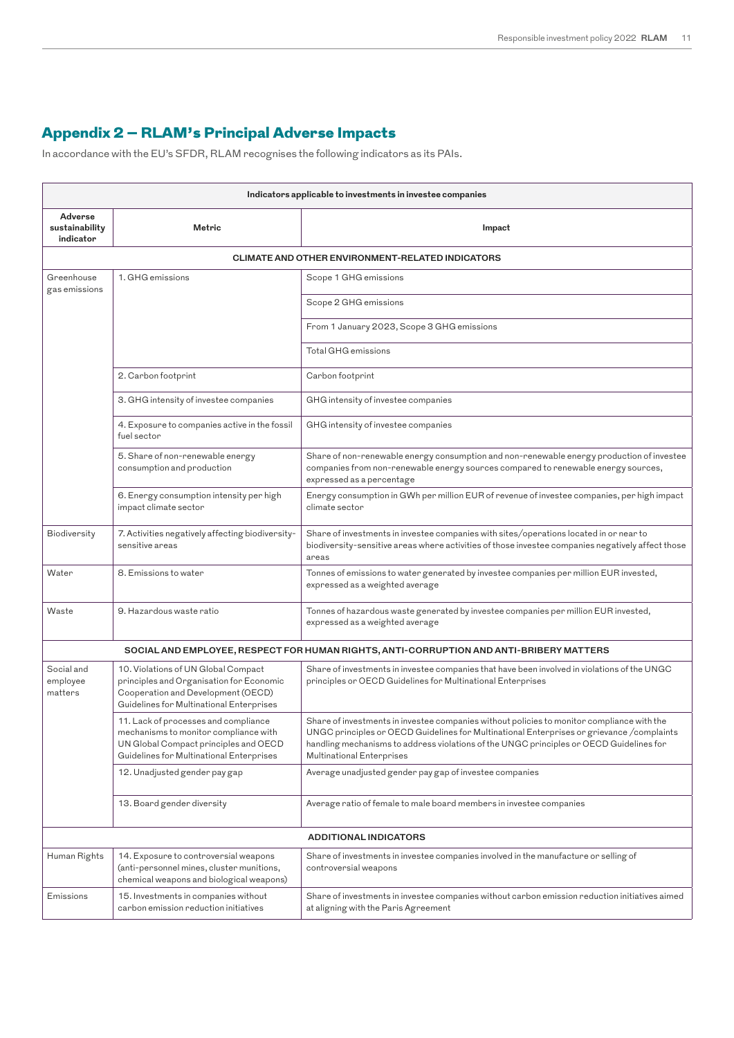## Appendix 2 – RLAM's Principal Adverse Impacts

In accordance with the EU's SFDR, RLAM recognises the following indicators as its PAIs.

| Indicators applicable to investments in investee companies | | |
|---|---|---|
| **Adverse sustainability indicator** | **Metric** | **Impact** |
| **CLIMATE AND OTHER ENVIRONMENT-RELATED INDICATORS** | | |
| Greenhouse gas emissions | 1. GHG emissions | Scope 1 GHG emissions |
| | | Scope 2 GHG emissions |
| | | From 1 January 2023, Scope 3 GHG emissions |
| | | Total GHG emissions |
| | 2. Carbon footprint | Carbon footprint |
| | 3. GHG intensity of investee companies | GHG intensity of investee companies |
| | 4. Exposure to companies active in the fossil fuel sector | GHG intensity of investee companies |
| | 5. Share of non-renewable energy consumption and production | Share of non-renewable energy consumption and non-renewable energy production of investee companies from non-renewable energy sources compared to renewable energy sources, expressed as a percentage |
| | 6. Energy consumption intensity per high impact climate sector | Energy consumption in GWh per million EUR of revenue of investee companies, per high impact climate sector |
| Biodiversity | 7. Activities negatively affecting biodiversity-sensitive areas | Share of investments in investee companies with sites/operations located in or near to biodiversity-sensitive areas where activities of those investee companies negatively affect those areas |
| Water | 8. Emissions to water | Tonnes of emissions to water generated by investee companies per million EUR invested, expressed as a weighted average |
| Waste | 9. Hazardous waste ratio | Tonnes of hazardous waste generated by investee companies per million EUR invested, expressed as a weighted average |
| **SOCIAL AND EMPLOYEE, RESPECT FOR HUMAN RIGHTS, ANTI-CORRUPTION AND ANTI-BRIBERY MATTERS** | | |
| Social and employee matters | 10. Violations of UN Global Compact principles and Organisation for Economic Cooperation and Development (OECD) Guidelines for Multinational Enterprises | Share of investments in investee companies that have been involved in violations of the UNGC principles or OECD Guidelines for Multinational Enterprises |
| | 11. Lack of processes and compliance mechanisms to monitor compliance with UN Global Compact principles and OECD Guidelines for Multinational Enterprises | Share of investments in investee companies without policies to monitor compliance with the UNGC principles or OECD Guidelines for Multinational Enterprises or grievance /complaints handling mechanisms to address violations of the UNGC principles or OECD Guidelines for Multinational Enterprises |
| | 12. Unadjusted gender pay gap | Average unadjusted gender pay gap of investee companies |
| | 13. Board gender diversity | Average ratio of female to male board members in investee companies |
| **ADDITIONAL INDICATORS** | | |
| Human Rights | 14. Exposure to controversial weapons (anti-personnel mines, cluster munitions, chemical weapons and biological weapons) | Share of investments in investee companies involved in the manufacture or selling of controversial weapons |
| Emissions | 15. Investments in companies without carbon emission reduction initiatives | Share of investments in investee companies without carbon emission reduction initiatives aimed at aligning with the Paris Agreement |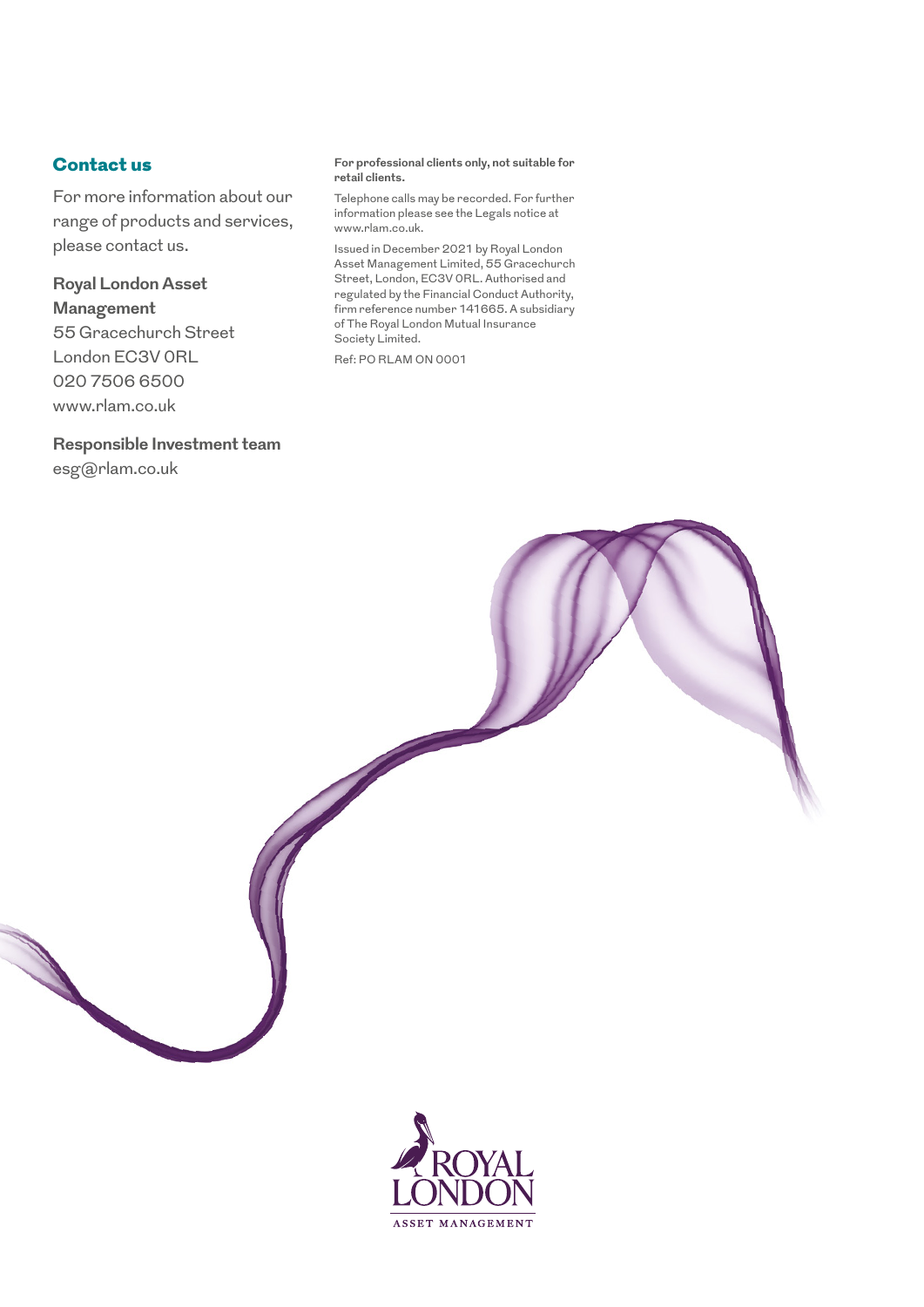## Contact us

For more information about our range of products and services, please contact us.

**Royal London Asset Management**
55 Gracechurch Street
London EC3V 0RL
020 7506 6500
www.rlam.co.uk

**Responsible Investment team**
esg@rlam.co.uk

**For professional clients only, not suitable for retail clients.**

Telephone calls may be recorded. For further information please see the Legals notice at www.rlam.co.uk.

Issued in December 2021 by Royal London Asset Management Limited, 55 Gracechurch Street, London, EC3V 0RL. Authorised and regulated by the Financial Conduct Authority, firm reference number 141665. A subsidiary of The Royal London Mutual Insurance Society Limited.

Ref: PO RLAM ON 0001

ROYAL LONDON
ASSET MANAGEMENT